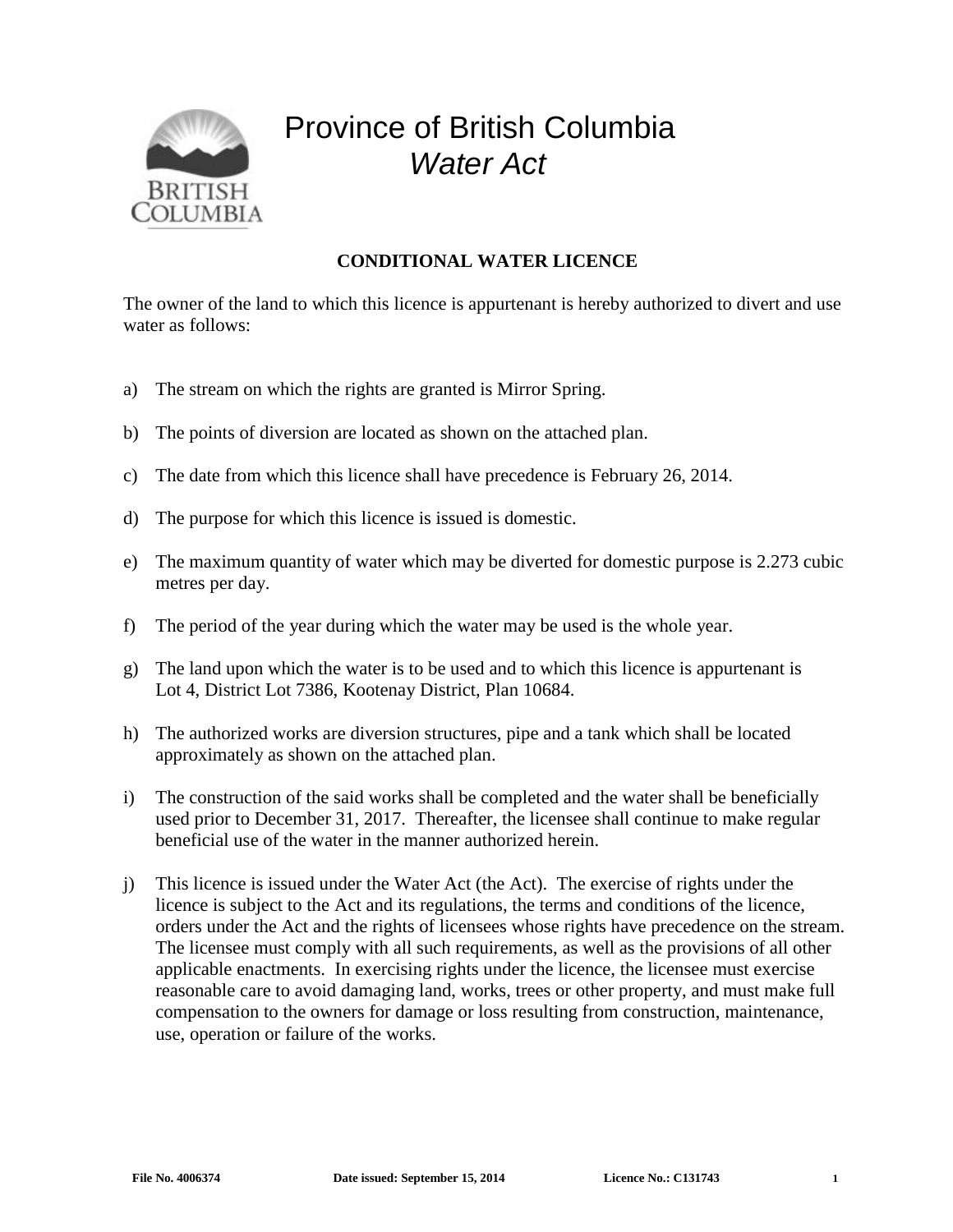# Province of British Columbia
## *Water Act*

**CONDITIONAL WATER LICENCE**

The owner of the land to which this licence is appurtenant is hereby authorized to divert and use water as follows:

a) The stream on which the rights are granted is Mirror Spring.

b) The points of diversion are located as shown on the attached plan.

c) The date from which this licence shall have precedence is February 26, 2014.

d) The purpose for which this licence is issued is domestic.

e) The maximum quantity of water which may be diverted for domestic purpose is 2.273 cubic metres per day.

f) The period of the year during which the water may be used is the whole year.

g) The land upon which the water is to be used and to which this licence is appurtenant is Lot 4, District Lot 7386, Kootenay District, Plan 10684.

h) The authorized works are diversion structures, pipe and a tank which shall be located approximately as shown on the attached plan.

i) The construction of the said works shall be completed and the water shall be beneficially used prior to December 31, 2017. Thereafter, the licensee shall continue to make regular beneficial use of the water in the manner authorized herein.

j) This licence is issued under the Water Act (the Act). The exercise of rights under the licence is subject to the Act and its regulations, the terms and conditions of the licence, orders under the Act and the rights of licensees whose rights have precedence on the stream. The licensee must comply with all such requirements, as well as the provisions of all other applicable enactments. In exercising rights under the licence, the licensee must exercise reasonable care to avoid damaging land, works, trees or other property, and must make full compensation to the owners for damage or loss resulting from construction, maintenance, use, operation or failure of the works.

**File No. 4006374** **Date issued: September 15, 2014** **Licence No.: C131743**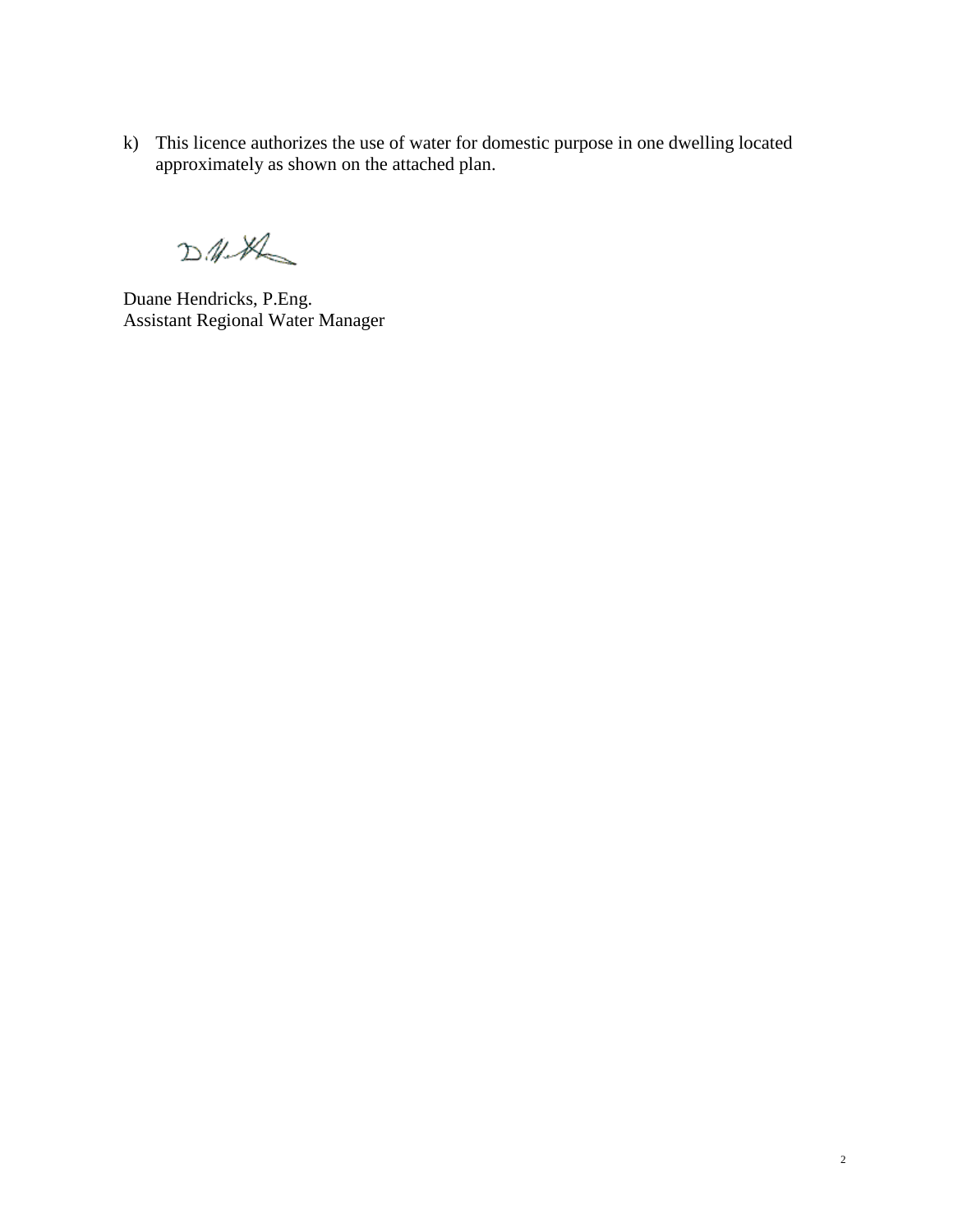k) This licence authorizes the use of water for domestic purpose in one dwelling located approximately as shown on the attached plan.

Duane Hendricks, P.Eng.
Assistant Regional Water Manager